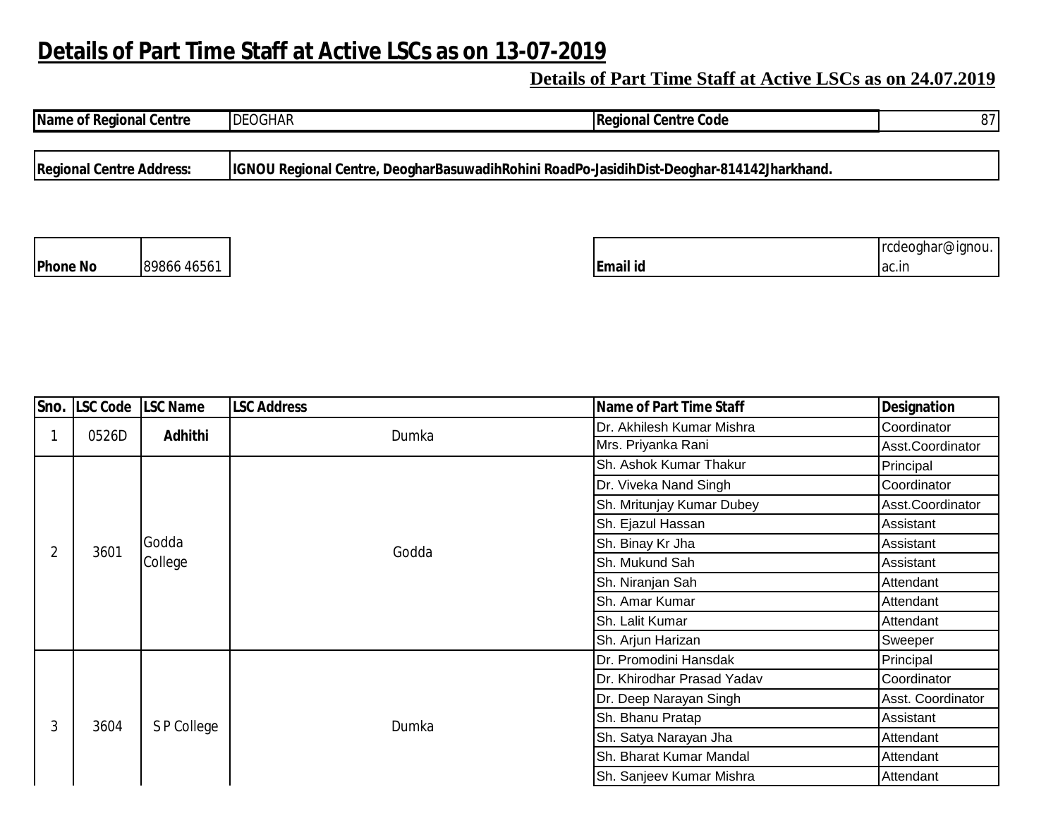# Details of Part Time Staff at Active LSCs as on 13-07-2019

## Details of Part Time Staff at Active LSCs as on 24.07.2019

| Name of Regional Centre | DEOGHAR | Regional Centre Code | 87 |
|---|---|---|---|

| Regional Centre Address: | IGNOU Regional Centre, DeogharBasuwadihRohini RoadPo-JasidihDist-Deoghar-814142Jharkhand. |
|---|---|

| Phone No | 89866 46561 | Email id | rcdeoghar@ignou.ac.in |
|---|---|---|---|

| Sno. | LSC Code | LSC Name | LSC Address | Name of Part Time Staff | Designation |
|---|---|---|---|---|---|
| 1 | 0526D | **Adhithi** | Dumka | Dr. Akhilesh Kumar Mishra | Coordinator |
| | | | | Mrs. Priyanka Rani | Asst.Coordinator |
| 2 | 3601 | Godda College | Godda | Sh. Ashok Kumar Thakur | Principal |
| | | | | Dr. Viveka Nand Singh | Coordinator |
| | | | | Sh. Mritunjay Kumar Dubey | Asst.Coordinator |
| | | | | Sh. Ejazul Hassan | Assistant |
| | | | | Sh. Binay Kr Jha | Assistant |
| | | | | Sh. Mukund Sah | Assistant |
| | | | | Sh. Niranjan Sah | Attendant |
| | | | | Sh. Amar Kumar | Attendant |
| | | | | Sh. Lalit Kumar | Attendant |
| | | | | Sh. Arjun Harizan | Sweeper |
| 3 | 3604 | S P College | Dumka | Dr. Promodini Hansdak | Principal |
| | | | | Dr. Khirodhar Prasad Yadav | Coordinator |
| | | | | Dr. Deep Narayan Singh | Asst. Coordinator |
| | | | | Sh. Bhanu Pratap | Assistant |
| | | | | Sh. Satya Narayan Jha | Attendant |
| | | | | Sh. Bharat Kumar Mandal | Attendant |
| | | | | Sh. Sanjeev Kumar Mishra | Attendant |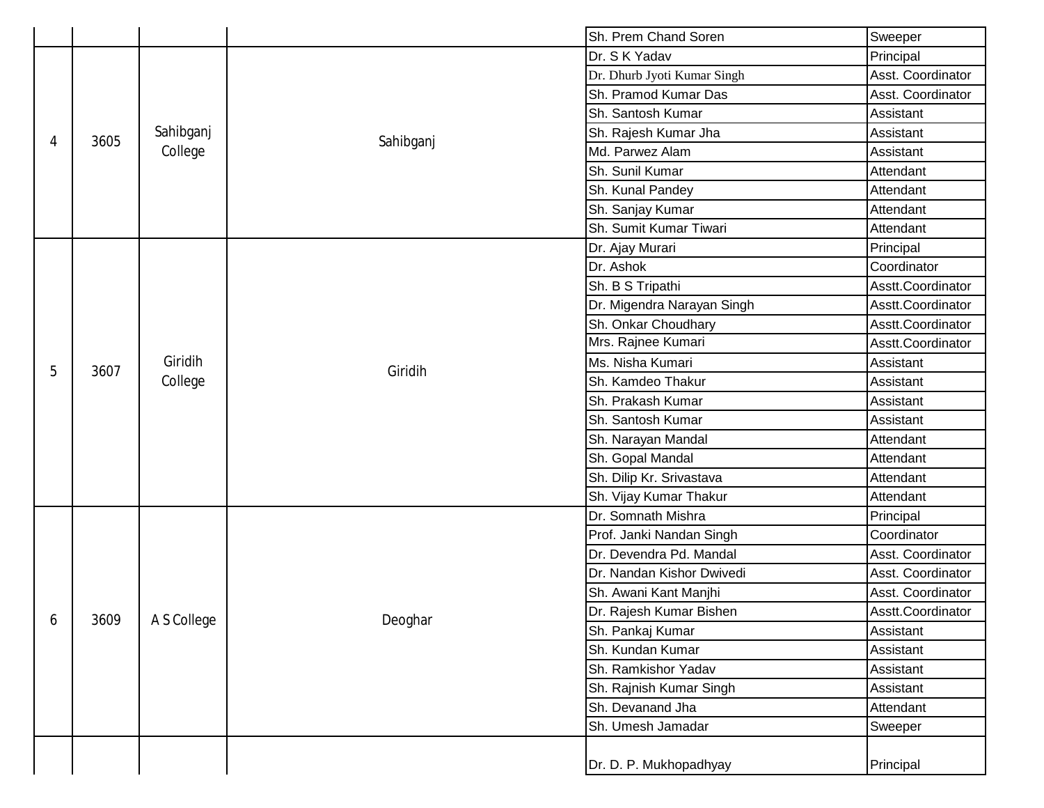| | | | | Sh. Prem Chand Soren | Sweeper |
|---|---|---|---|---|---|
| 4 | 3605 | Sahibganj College | Sahibganj | Dr. S K Yadav | Principal |
| | | | | Dr. Dhurb Jyoti Kumar Singh | Asst. Coordinator |
| | | | | Sh. Pramod Kumar Das | Asst. Coordinator |
| | | | | Sh. Santosh Kumar | Assistant |
| | | | | Sh. Rajesh Kumar Jha | Assistant |
| | | | | Md. Parwez Alam | Assistant |
| | | | | Sh. Sunil Kumar | Attendant |
| | | | | Sh. Kunal Pandey | Attendant |
| | | | | Sh. Sanjay Kumar | Attendant |
| | | | | Sh. Sumit Kumar Tiwari | Attendant |
| 5 | 3607 | Giridih College | Giridih | Dr. Ajay Murari | Principal |
| | | | | Dr. Ashok | Coordinator |
| | | | | Sh. B S Tripathi | Asstt.Coordinator |
| | | | | Dr. Migendra Narayan Singh | Asstt.Coordinator |
| | | | | Sh. Onkar Choudhary | Asstt.Coordinator |
| | | | | Mrs. Rajnee Kumari | Asstt.Coordinator |
| | | | | Ms. Nisha Kumari | Assistant |
| | | | | Sh. Kamdeo Thakur | Assistant |
| | | | | Sh. Prakash Kumar | Assistant |
| | | | | Sh. Santosh Kumar | Assistant |
| | | | | Sh. Narayan Mandal | Attendant |
| | | | | Sh. Gopal Mandal | Attendant |
| | | | | Sh. Dilip Kr. Srivastava | Attendant |
| | | | | Sh. Vijay Kumar Thakur | Attendant |
| 6 | 3609 | A S College | Deoghar | Dr. Somnath Mishra | Principal |
| | | | | Prof. Janki Nandan Singh | Coordinator |
| | | | | Dr. Devendra Pd. Mandal | Asst. Coordinator |
| | | | | Dr. Nandan Kishor Dwivedi | Asst. Coordinator |
| | | | | Sh. Awani Kant Manjhi | Asst. Coordinator |
| | | | | Dr. Rajesh Kumar Bishen | Asstt.Coordinator |
| | | | | Sh. Pankaj Kumar | Assistant |
| | | | | Sh. Kundan Kumar | Assistant |
| | | | | Sh. Ramkishor Yadav | Assistant |
| | | | | Sh. Rajnish Kumar Singh | Assistant |
| | | | | Sh. Devanand Jha | Attendant |
| | | | | Sh. Umesh Jamadar | Sweeper |
| | | | | Dr. D. P. Mukhopadhyay | Principal |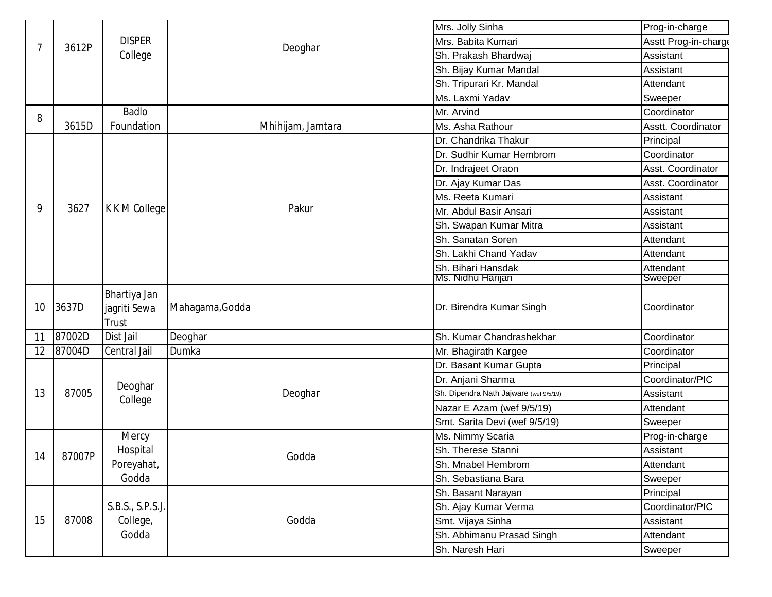| | | | | | |
|---|---|---|---|---|---|
| 7 | 3612P | DISPER College | Deoghar | Mrs. Jolly Sinha | Prog-in-charge |
| | | | | Mrs. Babita Kumari | Asstt Prog-in-charge |
| | | | | Sh. Prakash Bhardwaj | Assistant |
| | | | | Sh. Bijay Kumar Mandal | Assistant |
| | | | | Sh. Tripurari Kr. Mandal | Attendant |
| | | | | Ms. Laxmi Yadav | Sweeper |
| 8 | 3615D | Badlo Foundation | Mhihijam, Jamtara | Mr. Arvind | Coordinator |
| | | | | Ms. Asha Rathour | Asstt. Coordinator |
| 9 | 3627 | K K M College | Pakur | Dr. Chandrika Thakur | Principal |
| | | | | Dr. Sudhir Kumar Hembrom | Coordinator |
| | | | | Dr. Indrajeet Oraon | Asst. Coordinator |
| | | | | Dr. Ajay Kumar Das | Asst. Coordinator |
| | | | | Ms. Reeta Kumari | Assistant |
| | | | | Mr. Abdul Basir Ansari | Assistant |
| | | | | Sh. Swapan Kumar Mitra | Assistant |
| | | | | Sh. Sanatan Soren | Attendant |
| | | | | Sh. Lakhi Chand Yadav | Attendant |
| | | | | Sh. Bihari Hansdak | Attendant |
| | | | | Ms. Nidhu Harijan | Sweeper |
| 10 | 3637D | Bhartiya Jan jagriti Sewa Trust | Mahagama,Godda | Dr. Birendra Kumar Singh | Coordinator |
| 11 | 87002D | Dist Jail | Deoghar | Sh. Kumar Chandrashekhar | Coordinator |
| 12 | 87004D | Central Jail | Dumka | Mr. Bhagirath Kargee | Coordinator |
| 13 | 87005 | Deoghar College | Deoghar | Dr. Basant Kumar Gupta | Principal |
| | | | | Dr. Anjani Sharma | Coordinator/PIC |
| | | | | Sh. Dipendra Nath Jajware (wef 9/5/19) | Assistant |
| | | | | Nazar E Azam (wef 9/5/19) | Attendant |
| | | | | Smt. Sarita Devi (wef 9/5/19) | Sweeper |
| 14 | 87007P | Mercy Hospital Poreyahat, Godda | Godda | Ms. Nimmy Scaria | Prog-in-charge |
| | | | | Sh. Therese Stanni | Assistant |
| | | | | Sh. Mnabel Hembrom | Attendant |
| | | | | Sh. Sebastiana Bara | Sweeper |
| 15 | 87008 | S.B.S., S.P.S.J. College, Godda | Godda | Sh. Basant Narayan | Principal |
| | | | | Sh. Ajay Kumar Verma | Coordinator/PIC |
| | | | | Smt. Vijaya Sinha | Assistant |
| | | | | Sh. Abhimanu Prasad Singh | Attendant |
| | | | | Sh. Naresh Hari | Sweeper |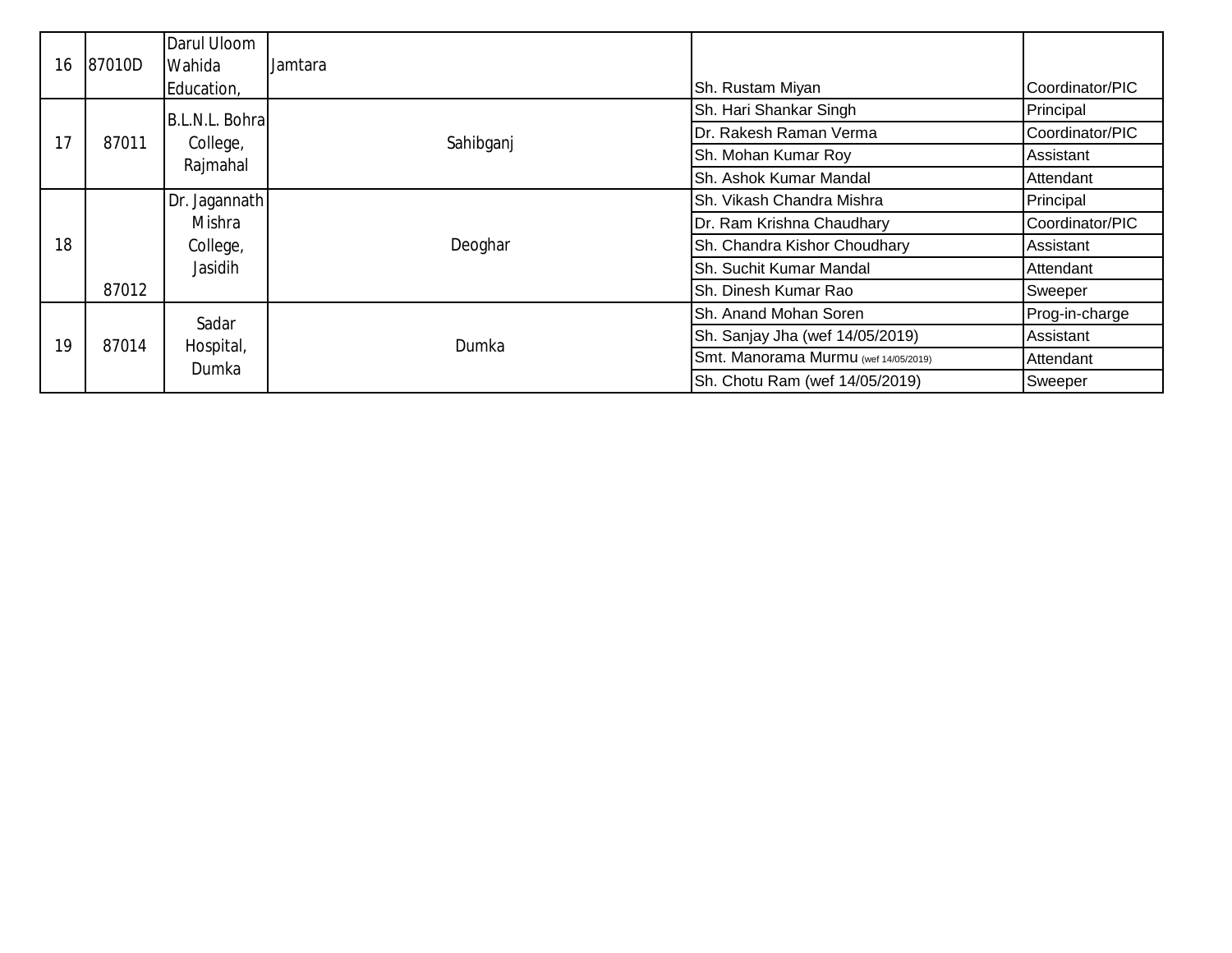| 16 | 87010D | Darul Uloom Wahida Education, | Jamtara | Sh. Rustam Miyan | Coordinator/PIC |
|---|---|---|---|---|---|
| 17 | 87011 | B.L.N.L. Bohra College, Rajmahal | Sahibganj | Sh. Hari Shankar Singh | Principal |
| | | | | Dr. Rakesh Raman Verma | Coordinator/PIC |
| | | | | Sh. Mohan Kumar Roy | Assistant |
| | | | | Sh. Ashok Kumar Mandal | Attendant |
| 18 | 87012 | Dr. Jagannath Mishra College, Jasidih | Deoghar | Sh. Vikash Chandra Mishra | Principal |
| | | | | Dr. Ram Krishna Chaudhary | Coordinator/PIC |
| | | | | Sh. Chandra Kishor Choudhary | Assistant |
| | | | | Sh. Suchit Kumar Mandal | Attendant |
| | | | | Sh. Dinesh Kumar Rao | Sweeper |
| 19 | 87014 | Sadar Hospital, Dumka | Dumka | Sh. Anand Mohan Soren | Prog-in-charge |
| | | | | Sh. Sanjay Jha (wef 14/05/2019) | Assistant |
| | | | | Smt. Manorama Murmu (wef 14/05/2019) | Attendant |
| | | | | Sh. Chotu Ram (wef 14/05/2019) | Sweeper |